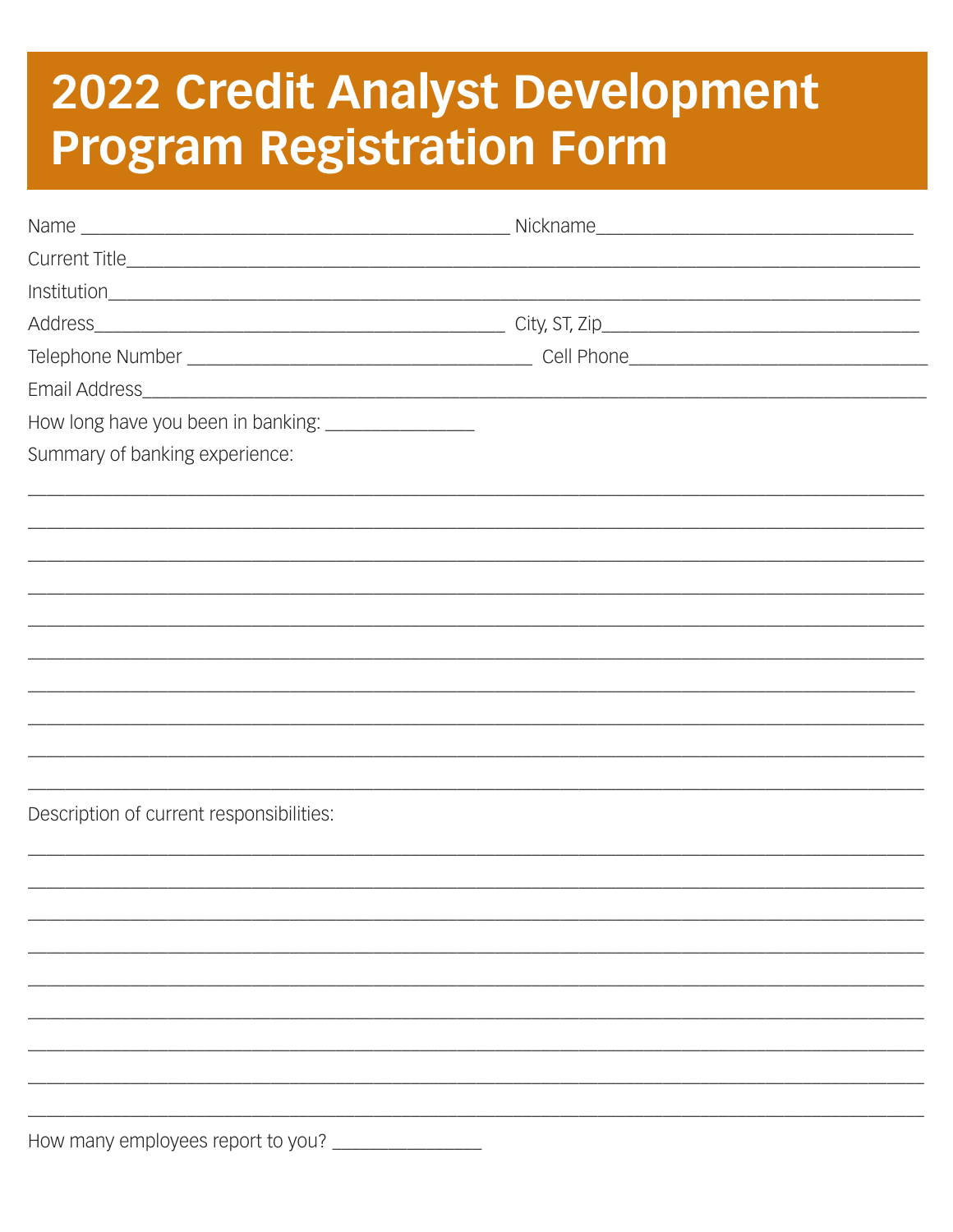# 2022 Credit Analyst Development Program Registration Form

Name ______________________________________________ Nickname_________________________________

Current Title_______________________________________________________________________________

Institution_________________________________________________________________________________

Address___________________________________________ City, ST, Zip__________________________________

Telephone Number ____________________________________ Cell Phone________________________________

Email Address_______________________________________________________________________________

How long have you been in banking: ________________

Summary of banking experience:

_____________________________________________________________________________________________

_____________________________________________________________________________________________

_____________________________________________________________________________________________

_____________________________________________________________________________________________

_____________________________________________________________________________________________

_____________________________________________________________________________________________

_____________________________________________________________________________________________

_____________________________________________________________________________________________

_____________________________________________________________________________________________

_____________________________________________________________________________________________

Description of current responsibilities:

_____________________________________________________________________________________________

_____________________________________________________________________________________________

_____________________________________________________________________________________________

_____________________________________________________________________________________________

_____________________________________________________________________________________________

_____________________________________________________________________________________________

_____________________________________________________________________________________________

_____________________________________________________________________________________________

_____________________________________________________________________________________________

How many employees report to you? ________________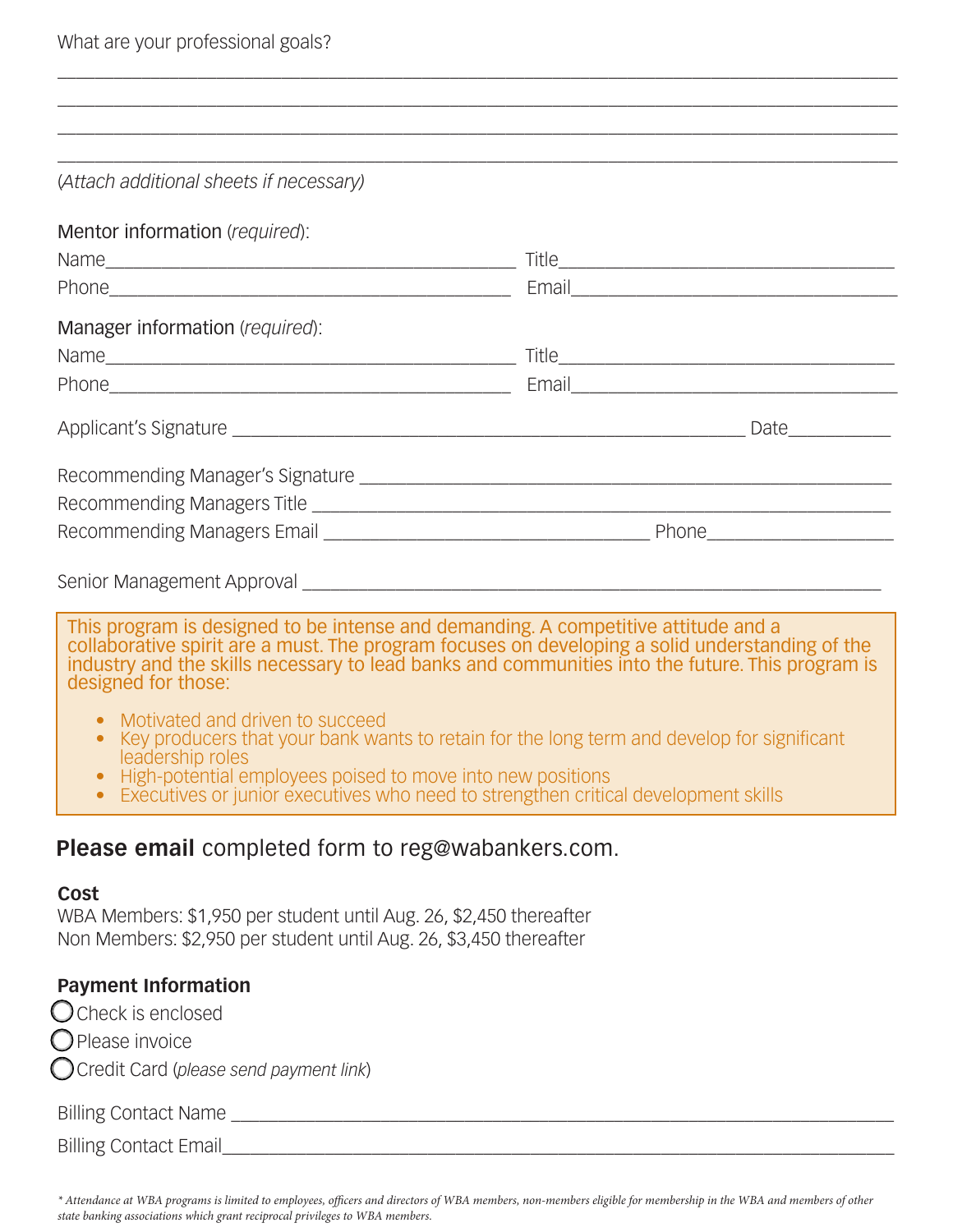What are your professional goals?

\_\_\_\_\_\_\_\_\_\_\_\_\_\_\_\_\_\_\_\_\_\_\_\_\_\_\_\_\_\_\_\_\_\_\_\_\_\_\_\_\_\_\_\_\_\_\_\_\_\_\_\_\_\_\_\_\_\_\_\_\_\_\_\_\_\_\_\_\_\_\_\_\_\_\_\_\_\_

\_\_\_\_\_\_\_\_\_\_\_\_\_\_\_\_\_\_\_\_\_\_\_\_\_\_\_\_\_\_\_\_\_\_\_\_\_\_\_\_\_\_\_\_\_\_\_\_\_\_\_\_\_\_\_\_\_\_\_\_\_\_\_\_\_\_\_\_\_\_\_\_\_\_\_\_\_\_

\_\_\_\_\_\_\_\_\_\_\_\_\_\_\_\_\_\_\_\_\_\_\_\_\_\_\_\_\_\_\_\_\_\_\_\_\_\_\_\_\_\_\_\_\_\_\_\_\_\_\_\_\_\_\_\_\_\_\_\_\_\_\_\_\_\_\_\_\_\_\_\_\_\_\_\_\_\_

\_\_\_\_\_\_\_\_\_\_\_\_\_\_\_\_\_\_\_\_\_\_\_\_\_\_\_\_\_\_\_\_\_\_\_\_\_\_\_\_\_\_\_\_\_\_\_\_\_\_\_\_\_\_\_\_\_\_\_\_\_\_\_\_\_\_\_\_\_\_\_\_\_\_\_\_\_\_

(*Attach additional sheets if necessary)*

Mentor information (*required*):

Name\_\_\_\_\_\_\_\_\_\_\_\_\_\_\_\_\_\_\_\_\_\_\_\_\_\_\_\_\_\_\_\_\_\_\_\_\_\_\_\_ Title\_\_\_\_\_\_\_\_\_\_\_\_\_\_\_\_\_\_\_\_\_\_\_\_\_\_\_\_\_\_\_\_\_\_\_\_

Phone\_\_\_\_\_\_\_\_\_\_\_\_\_\_\_\_\_\_\_\_\_\_\_\_\_\_\_\_\_\_\_\_\_\_\_\_\_\_\_ Email\_\_\_\_\_\_\_\_\_\_\_\_\_\_\_\_\_\_\_\_\_\_\_\_\_\_\_\_\_\_\_\_\_\_\_

Manager information (*required*):

Name\_\_\_\_\_\_\_\_\_\_\_\_\_\_\_\_\_\_\_\_\_\_\_\_\_\_\_\_\_\_\_\_\_\_\_\_\_\_\_\_ Title\_\_\_\_\_\_\_\_\_\_\_\_\_\_\_\_\_\_\_\_\_\_\_\_\_\_\_\_\_\_\_\_\_\_\_\_

Phone\_\_\_\_\_\_\_\_\_\_\_\_\_\_\_\_\_\_\_\_\_\_\_\_\_\_\_\_\_\_\_\_\_\_\_\_\_\_\_ Email\_\_\_\_\_\_\_\_\_\_\_\_\_\_\_\_\_\_\_\_\_\_\_\_\_\_\_\_\_\_\_\_\_\_\_

Applicant's Signature \_\_\_\_\_\_\_\_\_\_\_\_\_\_\_\_\_\_\_\_\_\_\_\_\_\_\_\_\_\_\_\_\_\_\_\_\_\_\_\_\_\_\_\_\_\_\_\_\_\_\_ Date\_\_\_\_\_\_\_\_\_\_

Recommending Manager's Signature \_\_\_\_\_\_\_\_\_\_\_\_\_\_\_\_\_\_\_\_\_\_\_\_\_\_\_\_\_\_\_\_\_\_\_\_\_\_\_\_\_\_\_\_\_\_\_\_\_\_\_\_

Recommending Managers Title \_\_\_\_\_\_\_\_\_\_\_\_\_\_\_\_\_\_\_\_\_\_\_\_\_\_\_\_\_\_\_\_\_\_\_\_\_\_\_\_\_\_\_\_\_\_\_\_\_\_\_\_\_\_\_\_

Recommending Managers Email \_\_\_\_\_\_\_\_\_\_\_\_\_\_\_\_\_\_\_\_\_\_\_\_\_\_\_\_\_\_\_\_\_ Phone\_\_\_\_\_\_\_\_\_\_\_\_\_\_\_\_\_

Senior Management Approval \_\_\_\_\_\_\_\_\_\_\_\_\_\_\_\_\_\_\_\_\_\_\_\_\_\_\_\_\_\_\_\_\_\_\_\_\_\_\_\_\_\_\_\_\_\_\_\_\_\_\_\_\_\_\_\_

This program is designed to be intense and demanding. A competitive attitude and a collaborative spirit are a must. The program focuses on developing a solid understanding of the industry and the skills necessary to lead banks and communities into the future. This program is designed for those:

- Motivated and driven to succeed
- Key producers that your bank wants to retain for the long term and develop for significant leadership roles
- High-potential employees poised to move into new positions
- Executives or junior executives who need to strengthen critical development skills

**Please email** completed form to reg@wabankers.com.

**Cost**

WBA Members: $1,950 per student until Aug. 26, $2,450 thereafter

Non Members: $2,950 per student until Aug. 26, $3,450 thereafter

**Payment Information**

- ◯ Check is enclosed
- ◯ Please invoice
- ◯ Credit Card (*please send payment link*)

Billing Contact Name \_\_\_\_\_\_\_\_\_\_\_\_\_\_\_\_\_\_\_\_\_\_\_\_\_\_\_\_\_\_\_\_\_\_\_\_\_\_\_\_\_\_\_\_\_\_\_\_\_\_\_\_\_\_\_\_\_\_\_\_\_\_

Billing Contact Email\_\_\_\_\_\_\_\_\_\_\_\_\_\_\_\_\_\_\_\_\_\_\_\_\_\_\_\_\_\_\_\_\_\_\_\_\_\_\_\_\_\_\_\_\_\_\_\_\_\_\_\_\_\_\_\_\_\_\_\_\_\_\_

*\* Attendance at WBA programs is limited to employees, officers and directors of WBA members, non-members eligible for membership in the WBA and members of other state banking associations which grant reciprocal privileges to WBA members.*